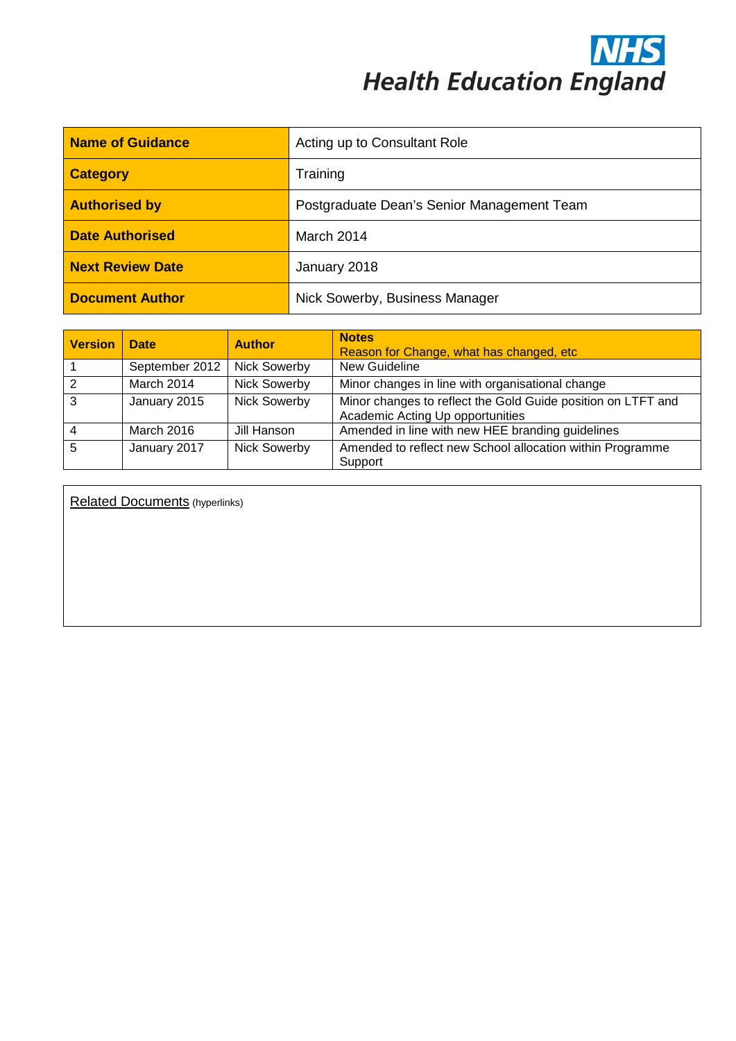**NHS Health Education England**

| Name of Guidance | Acting up to Consultant Role |
| --- | --- |
| Category | Training |
| Authorised by | Postgraduate Dean's Senior Management Team |
| Date Authorised | March 2014 |
| Next Review Date | January 2018 |
| Document Author | Nick Sowerby, Business Manager |

| Version | Date | Author | Notes<br>Reason for Change, what has changed, etc |
| --- | --- | --- | --- |
| 1 | September 2012 | Nick Sowerby | New Guideline |
| 2 | March 2014 | Nick Sowerby | Minor changes in line with organisational change |
| 3 | January 2015 | Nick Sowerby | Minor changes to reflect the Gold Guide position on LTFT and Academic Acting Up opportunities |
| 4 | March 2016 | Jill Hanson | Amended in line with new HEE branding guidelines |
| 5 | January 2017 | Nick Sowerby | Amended to reflect new School allocation within Programme Support |

Related Documents (hyperlinks)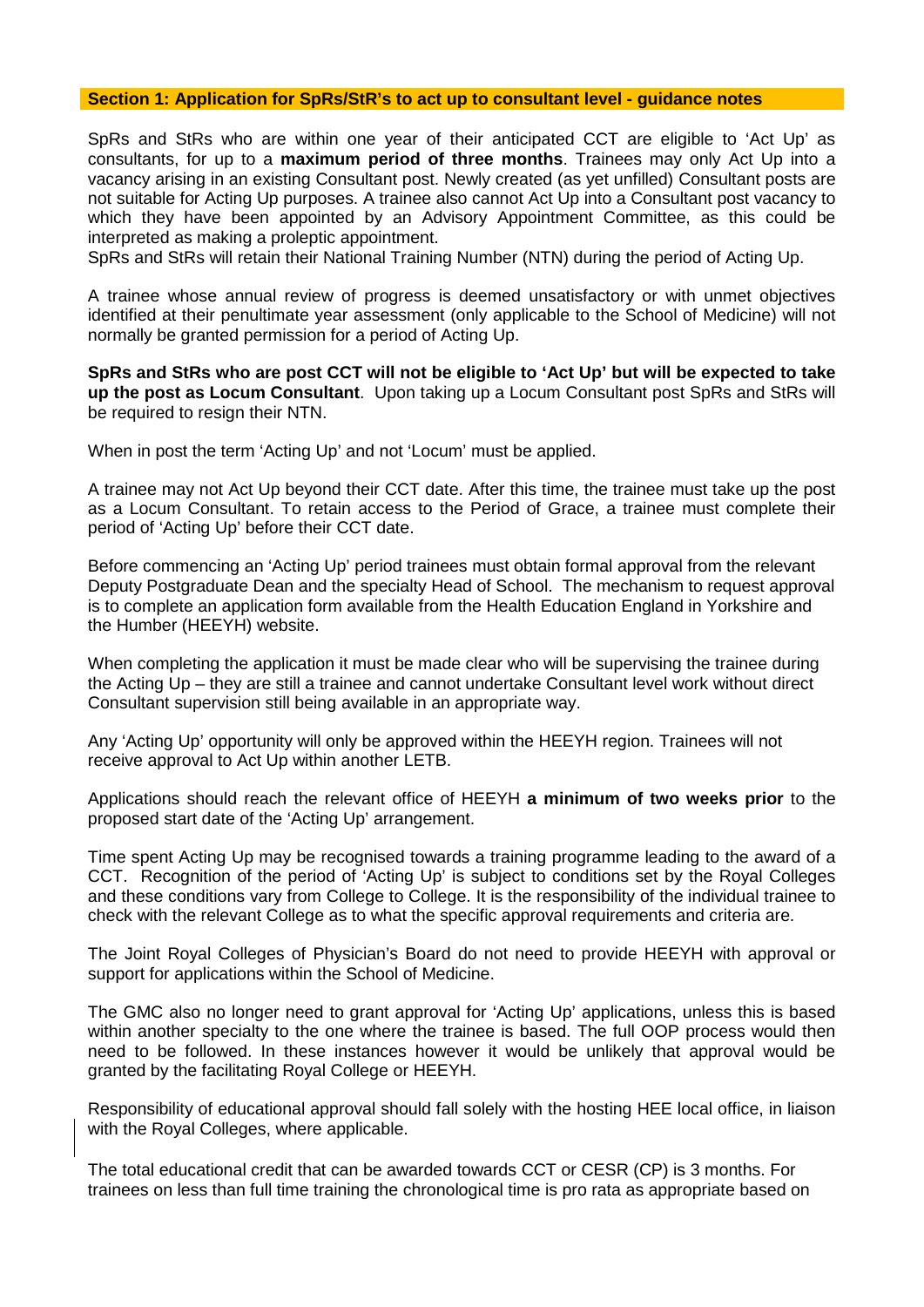## Section 1: Application for SpRs/StR's to act up to consultant level - guidance notes

SpRs and StRs who are within one year of their anticipated CCT are eligible to 'Act Up' as consultants, for up to a **maximum period of three months**. Trainees may only Act Up into a vacancy arising in an existing Consultant post. Newly created (as yet unfilled) Consultant posts are not suitable for Acting Up purposes. A trainee also cannot Act Up into a Consultant post vacancy to which they have been appointed by an Advisory Appointment Committee, as this could be interpreted as making a proleptic appointment.
SpRs and StRs will retain their National Training Number (NTN) during the period of Acting Up.

A trainee whose annual review of progress is deemed unsatisfactory or with unmet objectives identified at their penultimate year assessment (only applicable to the School of Medicine) will not normally be granted permission for a period of Acting Up.

**SpRs and StRs who are post CCT will not be eligible to 'Act Up' but will be expected to take up the post as Locum Consultant**. Upon taking up a Locum Consultant post SpRs and StRs will be required to resign their NTN.

When in post the term 'Acting Up' and not 'Locum' must be applied.

A trainee may not Act Up beyond their CCT date. After this time, the trainee must take up the post as a Locum Consultant. To retain access to the Period of Grace, a trainee must complete their period of 'Acting Up' before their CCT date.

Before commencing an 'Acting Up' period trainees must obtain formal approval from the relevant Deputy Postgraduate Dean and the specialty Head of School. The mechanism to request approval is to complete an application form available from the Health Education England in Yorkshire and the Humber (HEEYH) website.

When completing the application it must be made clear who will be supervising the trainee during the Acting Up – they are still a trainee and cannot undertake Consultant level work without direct Consultant supervision still being available in an appropriate way.

Any 'Acting Up' opportunity will only be approved within the HEEYH region. Trainees will not receive approval to Act Up within another LETB.

Applications should reach the relevant office of HEEYH **a minimum of two weeks prior** to the proposed start date of the 'Acting Up' arrangement.

Time spent Acting Up may be recognised towards a training programme leading to the award of a CCT. Recognition of the period of 'Acting Up' is subject to conditions set by the Royal Colleges and these conditions vary from College to College. It is the responsibility of the individual trainee to check with the relevant College as to what the specific approval requirements and criteria are.

The Joint Royal Colleges of Physician's Board do not need to provide HEEYH with approval or support for applications within the School of Medicine.

The GMC also no longer need to grant approval for 'Acting Up' applications, unless this is based within another specialty to the one where the trainee is based. The full OOP process would then need to be followed. In these instances however it would be unlikely that approval would be granted by the facilitating Royal College or HEEYH.

Responsibility of educational approval should fall solely with the hosting HEE local office, in liaison with the Royal Colleges, where applicable.

The total educational credit that can be awarded towards CCT or CESR (CP) is 3 months. For trainees on less than full time training the chronological time is pro rata as appropriate based on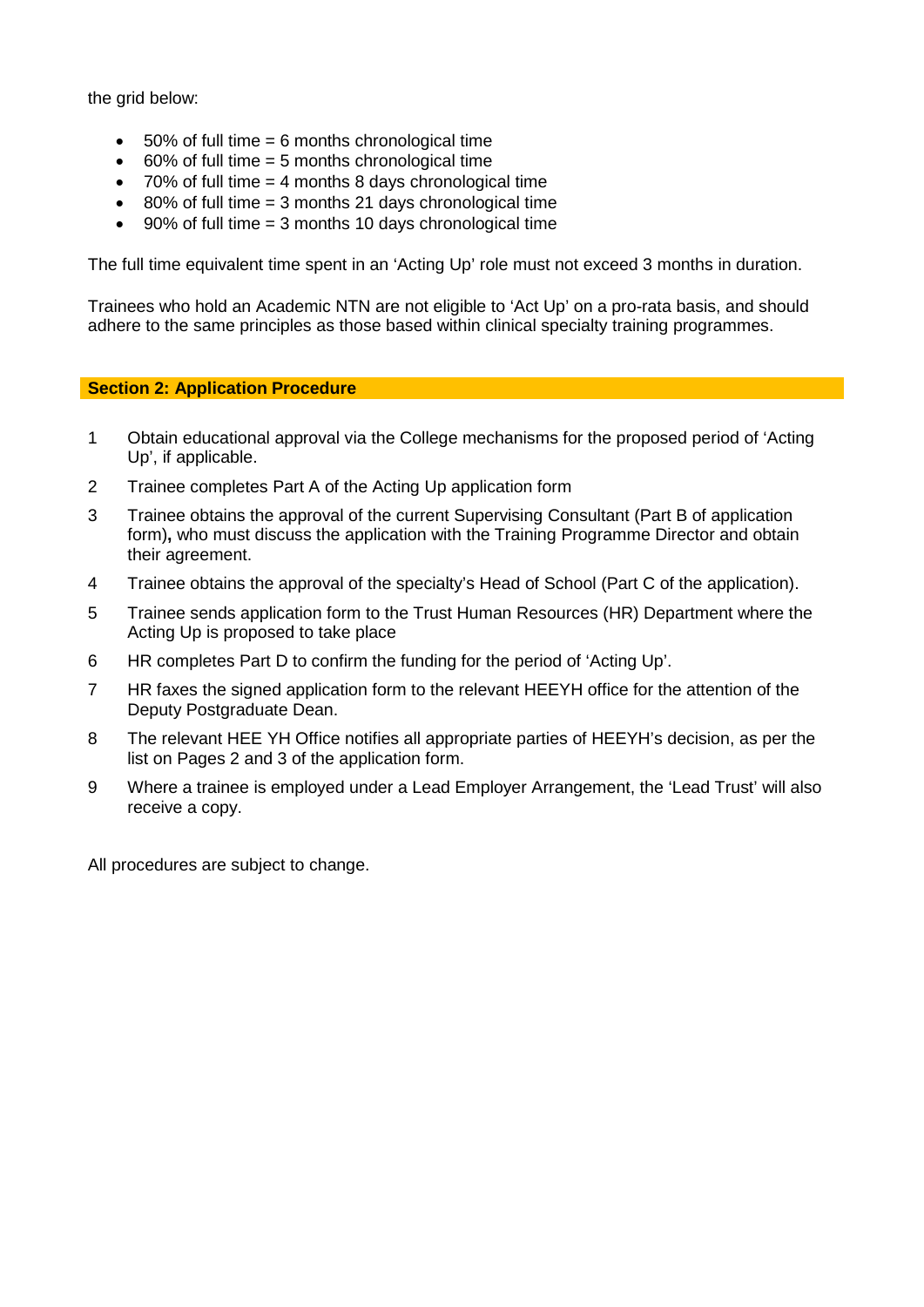the grid below:

- 50% of full time = 6 months chronological time
- 60% of full time = 5 months chronological time
- 70% of full time = 4 months 8 days chronological time
- 80% of full time = 3 months 21 days chronological time
- 90% of full time = 3 months 10 days chronological time

The full time equivalent time spent in an 'Acting Up' role must not exceed 3 months in duration.

Trainees who hold an Academic NTN are not eligible to 'Act Up' on a pro-rata basis, and should adhere to the same principles as those based within clinical specialty training programmes.

## Section 2: Application Procedure

1. Obtain educational approval via the College mechanisms for the proposed period of 'Acting Up', if applicable.
2. Trainee completes Part A of the Acting Up application form
3. Trainee obtains the approval of the current Supervising Consultant (Part B of application form)**,** who must discuss the application with the Training Programme Director and obtain their agreement.
4. Trainee obtains the approval of the specialty's Head of School (Part C of the application).
5. Trainee sends application form to the Trust Human Resources (HR) Department where the Acting Up is proposed to take place
6. HR completes Part D to confirm the funding for the period of 'Acting Up'.
7. HR faxes the signed application form to the relevant HEEYH office for the attention of the Deputy Postgraduate Dean.
8. The relevant HEE YH Office notifies all appropriate parties of HEEYH's decision, as per the list on Pages 2 and 3 of the application form.
9. Where a trainee is employed under a Lead Employer Arrangement, the 'Lead Trust' will also receive a copy.

All procedures are subject to change.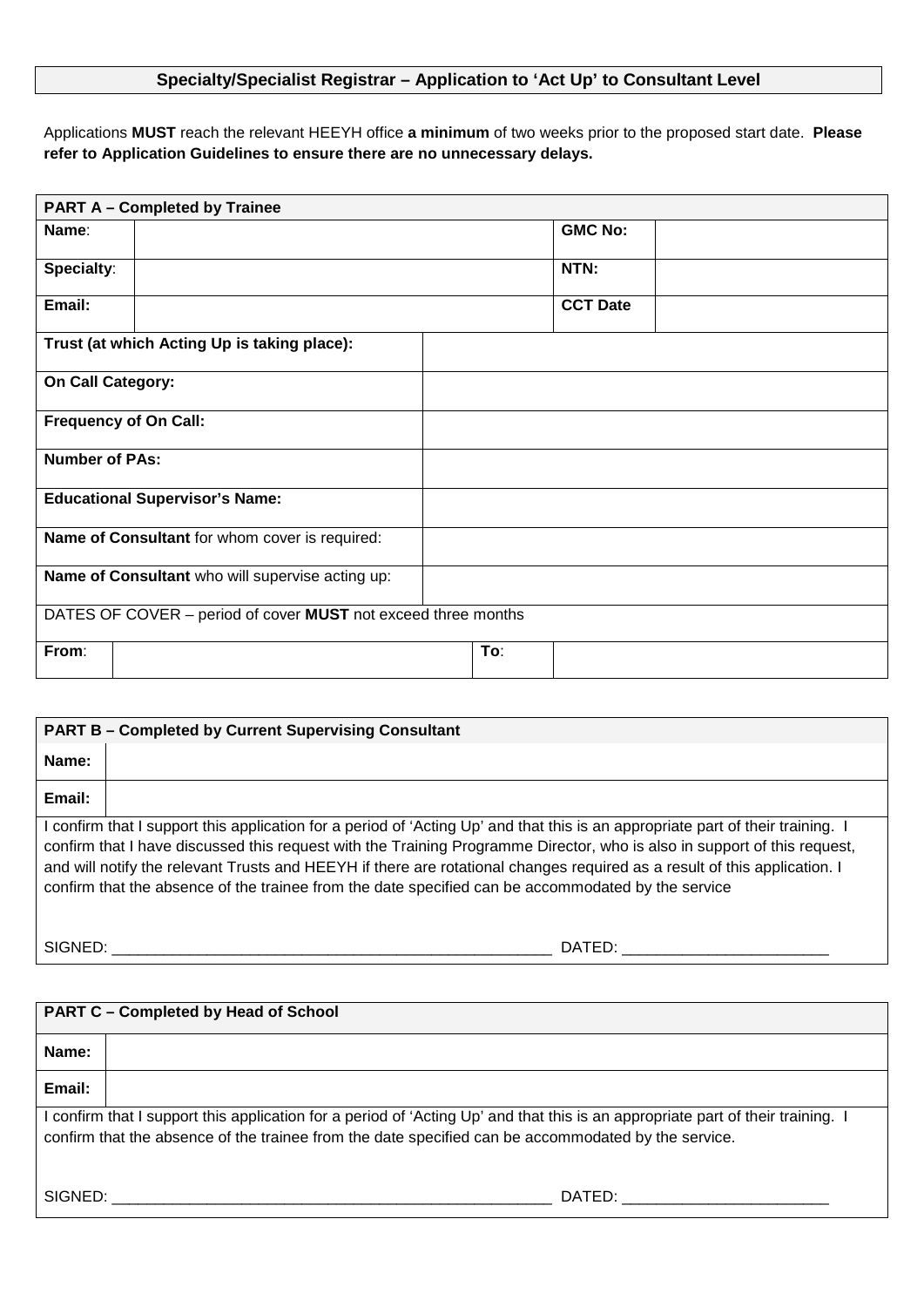**Specialty/Specialist Registrar – Application to 'Act Up' to Consultant Level**

Applications **MUST** reach the relevant HEEYH office **a minimum** of two weeks prior to the proposed start date. **Please refer to Application Guidelines to ensure there are no unnecessary delays.**

| **PART A – Completed by Trainee** | | | |
|---|---|---|---|
| **Name**: | | **GMC No:** | |
| **Specialty**: | | **NTN:** | |
| **Email:** | | **CCT Date** | |
| **Trust (at which Acting Up is taking place):** | | | |
| **On Call Category:** | | | |
| **Frequency of On Call:** | | | |
| **Number of PAs:** | | | |
| **Educational Supervisor's Name:** | | | |
| **Name of Consultant** for whom cover is required: | | | |
| **Name of Consultant** who will supervise acting up: | | | |
| DATES OF COVER – period of cover **MUST** not exceed three months | | | |
| **From**: | | **To**: | |

| **PART B – Completed by Current Supervising Consultant** | |
|---|---|
| **Name:** | |
| **Email:** | |

I confirm that I support this application for a period of 'Acting Up' and that this is an appropriate part of their training. I confirm that I have discussed this request with the Training Programme Director, who is also in support of this request, and will notify the relevant Trusts and HEEYH if there are rotational changes required as a result of this application. I confirm that the absence of the trainee from the date specified can be accommodated by the service

SIGNED: ____________________________________________________ DATED: ________________________

| **PART C – Completed by Head of School** | |
|---|---|
| **Name:** | |
| **Email:** | |

I confirm that I support this application for a period of 'Acting Up' and that this is an appropriate part of their training. I confirm that the absence of the trainee from the date specified can be accommodated by the service.

SIGNED: ____________________________________________________ DATED: ________________________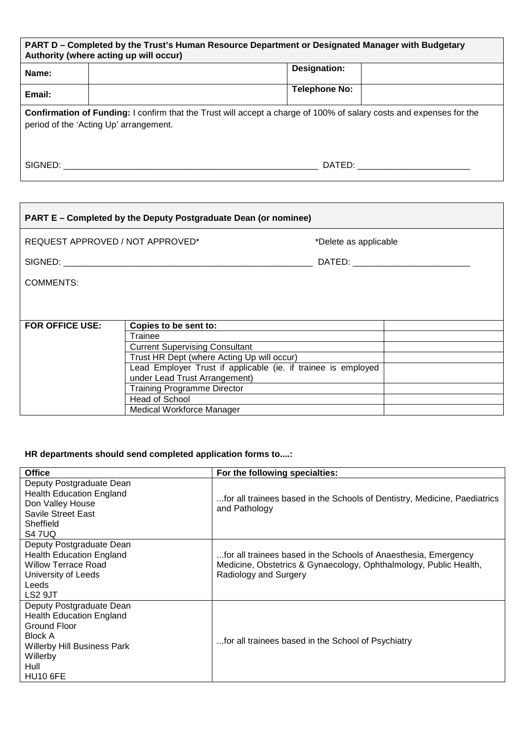| PART D – Completed by the Trust's Human Resource Department or Designated Manager with Budgetary Authority (where acting up will occur) | | | |
|---|---|---|---|
| **Name:** | | **Designation:** | |
| **Email:** | | **Telephone No:** | |

**Confirmation of Funding:** I confirm that the Trust will accept a charge of 100% of salary costs and expenses for the period of the 'Acting Up' arrangement.

SIGNED: ______________________________________________________ DATED: _______________________

**PART E – Completed by the Deputy Postgraduate Dean (or nominee)**

REQUEST APPROVED / NOT APPROVED* *Delete as applicable

SIGNED: ______________________________________________________ DATED: _________________________

COMMENTS:

| **FOR OFFICE USE:** | **Copies to be sent to:** | |
|---|---|---|
| | Trainee | |
| | Current Supervising Consultant | |
| | Trust HR Dept (where Acting Up will occur) | |
| | Lead Employer Trust if applicable (ie. if trainee is employed under Lead Trust Arrangement) | |
| | Training Programme Director | |
| | Head of School | |
| | Medical Workforce Manager | |

**HR departments should send completed application forms to....:**

| Office | For the following specialties: |
|---|---|
| Deputy Postgraduate Dean<br>Health Education England<br>Don Valley House<br>Savile Street East<br>Sheffield<br>S4 7UQ | ...for all trainees based in the Schools of Dentistry, Medicine, Paediatrics and Pathology |
| Deputy Postgraduate Dean<br>Health Education England<br>Willow Terrace Road<br>University of Leeds<br>Leeds<br>LS2 9JT | ...for all trainees based in the Schools of Anaesthesia, Emergency Medicine, Obstetrics & Gynaecology, Ophthalmology, Public Health, Radiology and Surgery |
| Deputy Postgraduate Dean<br>Health Education England<br>Ground Floor<br>Block A<br>Willerby Hill Business Park<br>Willerby<br>Hull<br>HU10 6FE | ...for all trainees based in the School of Psychiatry |